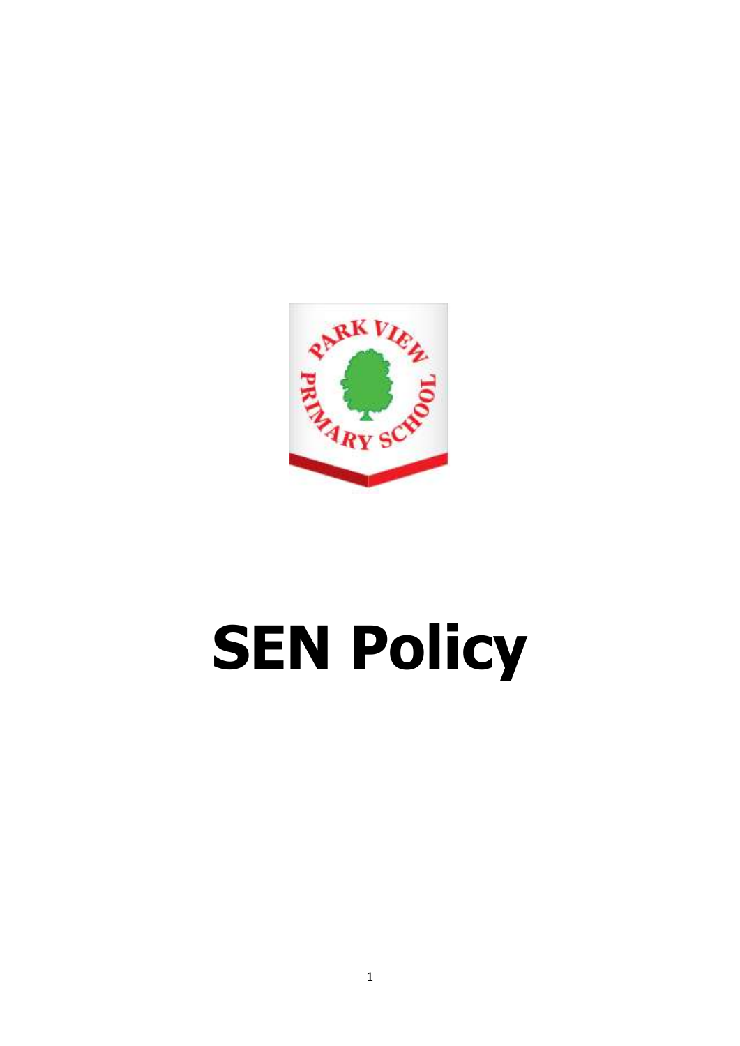# SEN Policy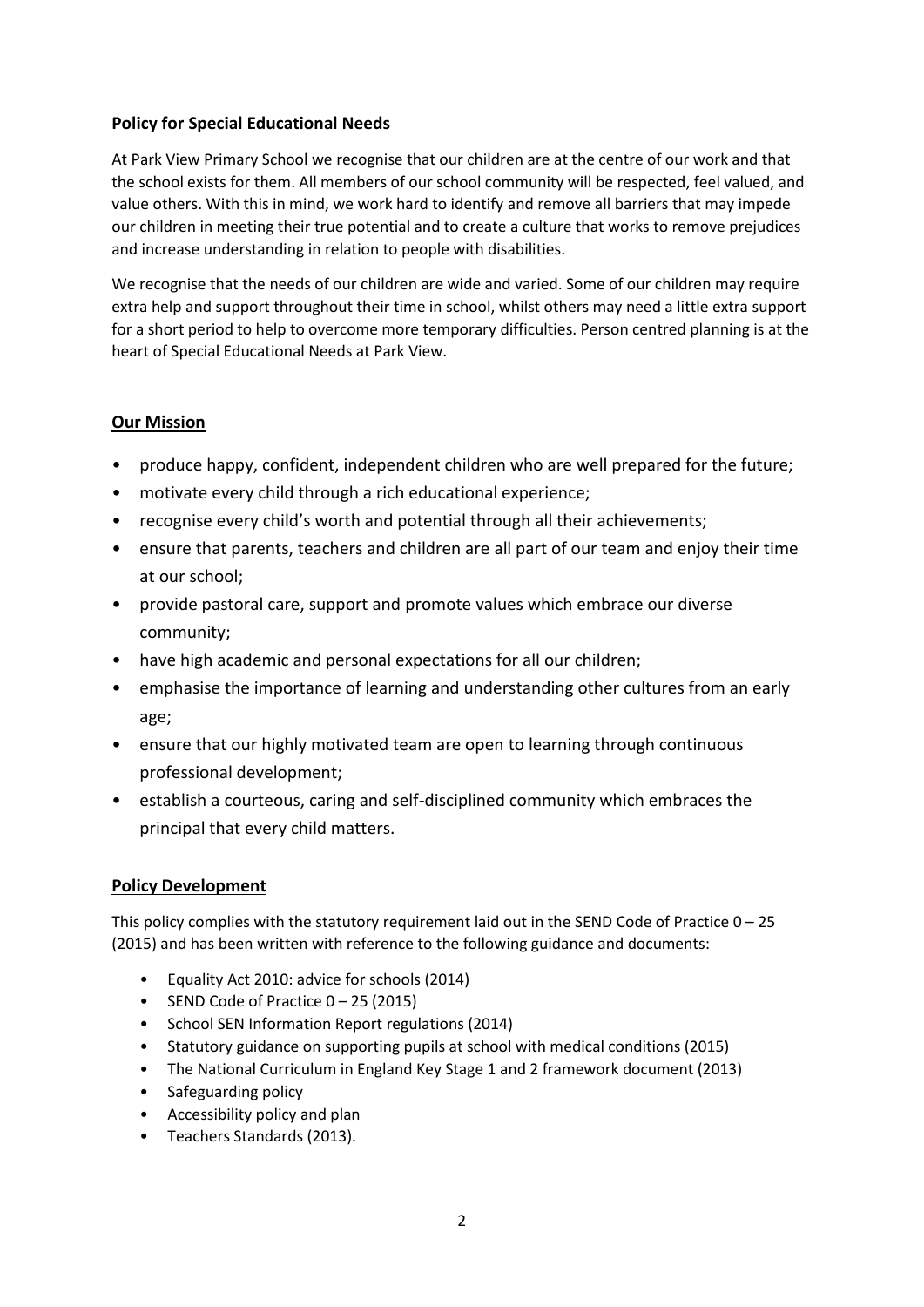**Policy for Special Educational Needs**

At Park View Primary School we recognise that our children are at the centre of our work and that the school exists for them. All members of our school community will be respected, feel valued, and value others. With this in mind, we work hard to identify and remove all barriers that may impede our children in meeting their true potential and to create a culture that works to remove prejudices and increase understanding in relation to people with disabilities.

We recognise that the needs of our children are wide and varied. Some of our children may require extra help and support throughout their time in school, whilst others may need a little extra support for a short period to help to overcome more temporary difficulties. Person centred planning is at the heart of Special Educational Needs at Park View.

## **Our Mission**

- produce happy, confident, independent children who are well prepared for the future;
- motivate every child through a rich educational experience;
- recognise every child's worth and potential through all their achievements;
- ensure that parents, teachers and children are all part of our team and enjoy their time at our school;
- provide pastoral care, support and promote values which embrace our diverse community;
- have high academic and personal expectations for all our children;
- emphasise the importance of learning and understanding other cultures from an early age;
- ensure that our highly motivated team are open to learning through continuous professional development;
- establish a courteous, caring and self-disciplined community which embraces the principal that every child matters.

## **Policy Development**

This policy complies with the statutory requirement laid out in the SEND Code of Practice 0 – 25 (2015) and has been written with reference to the following guidance and documents:

- Equality Act 2010: advice for schools (2014)
- SEND Code of Practice 0 – 25 (2015)
- School SEN Information Report regulations (2014)
- Statutory guidance on supporting pupils at school with medical conditions (2015)
- The National Curriculum in England Key Stage 1 and 2 framework document (2013)
- Safeguarding policy
- Accessibility policy and plan
- Teachers Standards (2013).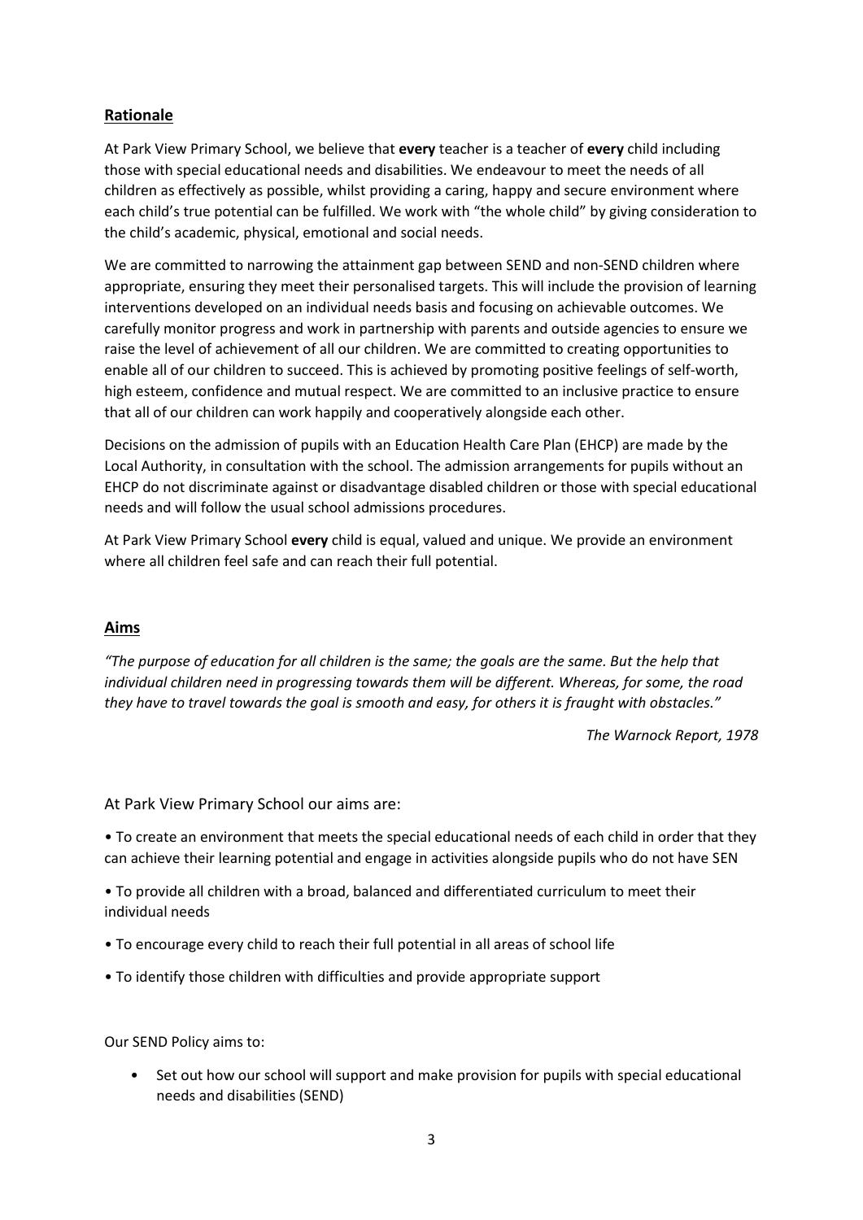## Rationale

At Park View Primary School, we believe that **every** teacher is a teacher of **every** child including those with special educational needs and disabilities. We endeavour to meet the needs of all children as effectively as possible, whilst providing a caring, happy and secure environment where each child's true potential can be fulfilled. We work with "the whole child" by giving consideration to the child's academic, physical, emotional and social needs.

We are committed to narrowing the attainment gap between SEND and non-SEND children where appropriate, ensuring they meet their personalised targets. This will include the provision of learning interventions developed on an individual needs basis and focusing on achievable outcomes. We carefully monitor progress and work in partnership with parents and outside agencies to ensure we raise the level of achievement of all our children. We are committed to creating opportunities to enable all of our children to succeed. This is achieved by promoting positive feelings of self-worth, high esteem, confidence and mutual respect. We are committed to an inclusive practice to ensure that all of our children can work happily and cooperatively alongside each other.

Decisions on the admission of pupils with an Education Health Care Plan (EHCP) are made by the Local Authority, in consultation with the school. The admission arrangements for pupils without an EHCP do not discriminate against or disadvantage disabled children or those with special educational needs and will follow the usual school admissions procedures.

At Park View Primary School **every** child is equal, valued and unique. We provide an environment where all children feel safe and can reach their full potential.

## Aims

*"The purpose of education for all children is the same; the goals are the same. But the help that individual children need in progressing towards them will be different. Whereas, for some, the road they have to travel towards the goal is smooth and easy, for others it is fraught with obstacles."*

*The Warnock Report, 1978*

At Park View Primary School our aims are:

- To create an environment that meets the special educational needs of each child in order that they can achieve their learning potential and engage in activities alongside pupils who do not have SEN
- To provide all children with a broad, balanced and differentiated curriculum to meet their individual needs
- To encourage every child to reach their full potential in all areas of school life
- To identify those children with difficulties and provide appropriate support

Our SEND Policy aims to:

- Set out how our school will support and make provision for pupils with special educational needs and disabilities (SEND)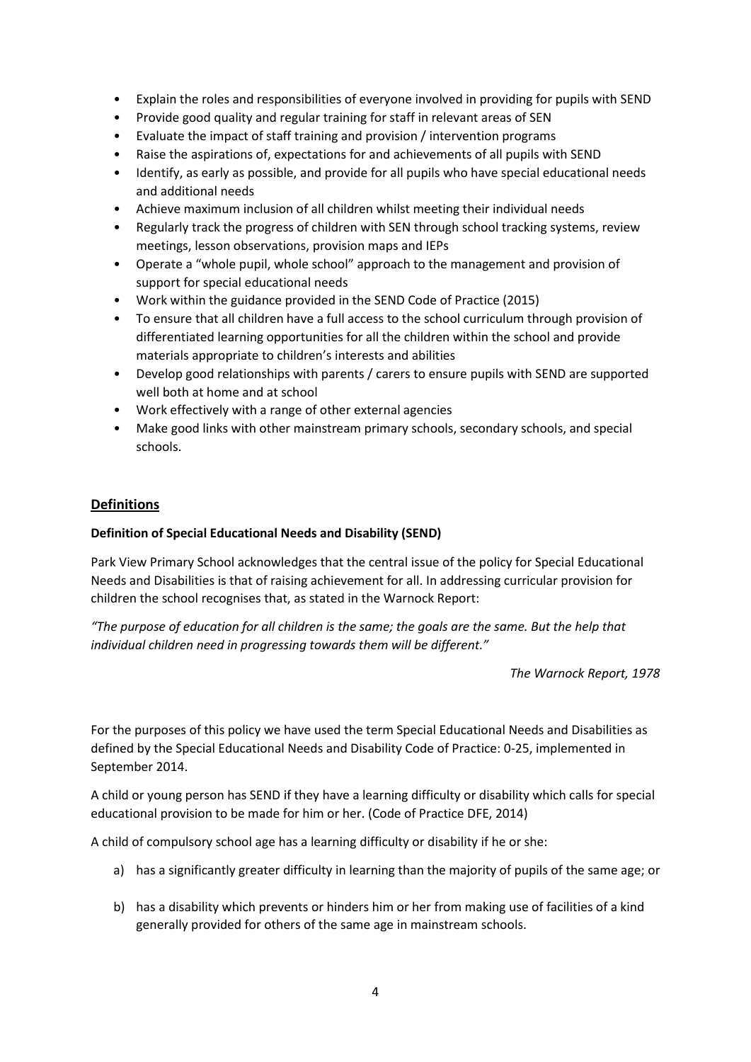- Explain the roles and responsibilities of everyone involved in providing for pupils with SEND
- Provide good quality and regular training for staff in relevant areas of SEN
- Evaluate the impact of staff training and provision / intervention programs
- Raise the aspirations of, expectations for and achievements of all pupils with SEND
- Identify, as early as possible, and provide for all pupils who have special educational needs and additional needs
- Achieve maximum inclusion of all children whilst meeting their individual needs
- Regularly track the progress of children with SEN through school tracking systems, review meetings, lesson observations, provision maps and IEPs
- Operate a "whole pupil, whole school" approach to the management and provision of support for special educational needs
- Work within the guidance provided in the SEND Code of Practice (2015)
- To ensure that all children have a full access to the school curriculum through provision of differentiated learning opportunities for all the children within the school and provide materials appropriate to children's interests and abilities
- Develop good relationships with parents / carers to ensure pupils with SEND are supported well both at home and at school
- Work effectively with a range of other external agencies
- Make good links with other mainstream primary schools, secondary schools, and special schools.

## <u>Definitions</u>

### Definition of Special Educational Needs and Disability (SEND)

Park View Primary School acknowledges that the central issue of the policy for Special Educational Needs and Disabilities is that of raising achievement for all. In addressing curricular provision for children the school recognises that, as stated in the Warnock Report:

*"The purpose of education for all children is the same; the goals are the same. But the help that individual children need in progressing towards them will be different."*

*The Warnock Report, 1978*

For the purposes of this policy we have used the term Special Educational Needs and Disabilities as defined by the Special Educational Needs and Disability Code of Practice: 0-25, implemented in September 2014.

A child or young person has SEND if they have a learning difficulty or disability which calls for special educational provision to be made for him or her. (Code of Practice DFE, 2014)

A child of compulsory school age has a learning difficulty or disability if he or she:

a) has a significantly greater difficulty in learning than the majority of pupils of the same age; or

b) has a disability which prevents or hinders him or her from making use of facilities of a kind generally provided for others of the same age in mainstream schools.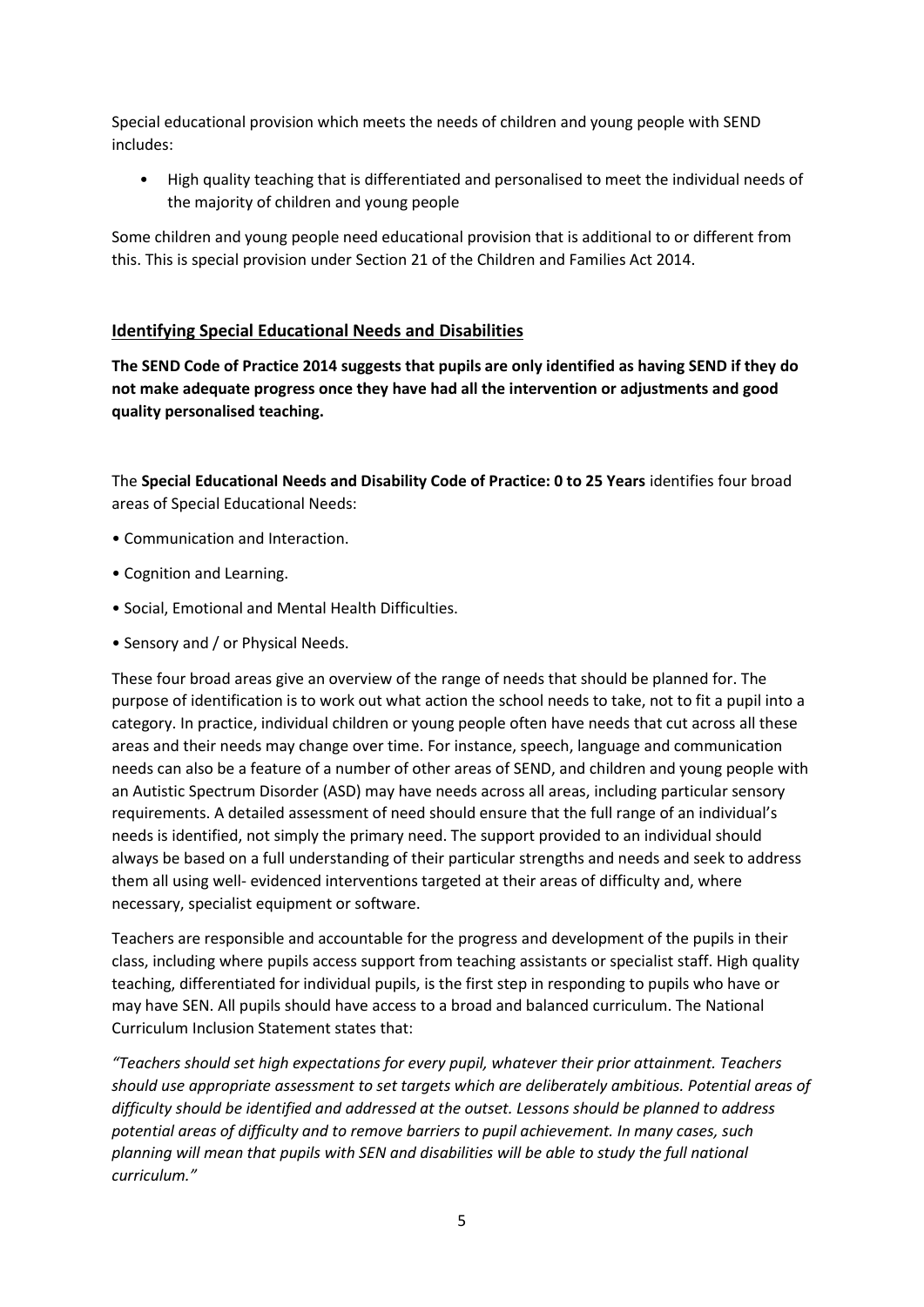Special educational provision which meets the needs of children and young people with SEND includes:

- High quality teaching that is differentiated and personalised to meet the individual needs of the majority of children and young people

Some children and young people need educational provision that is additional to or different from this. This is special provision under Section 21 of the Children and Families Act 2014.

## Identifying Special Educational Needs and Disabilities

**The SEND Code of Practice 2014 suggests that pupils are only identified as having SEND if they do not make adequate progress once they have had all the intervention or adjustments and good quality personalised teaching.**

The **Special Educational Needs and Disability Code of Practice: 0 to 25 Years** identifies four broad areas of Special Educational Needs:

- Communication and Interaction.
- Cognition and Learning.
- Social, Emotional and Mental Health Difficulties.
- Sensory and / or Physical Needs.

These four broad areas give an overview of the range of needs that should be planned for. The purpose of identification is to work out what action the school needs to take, not to fit a pupil into a category. In practice, individual children or young people often have needs that cut across all these areas and their needs may change over time. For instance, speech, language and communication needs can also be a feature of a number of other areas of SEND, and children and young people with an Autistic Spectrum Disorder (ASD) may have needs across all areas, including particular sensory requirements. A detailed assessment of need should ensure that the full range of an individual's needs is identified, not simply the primary need. The support provided to an individual should always be based on a full understanding of their particular strengths and needs and seek to address them all using well- evidenced interventions targeted at their areas of difficulty and, where necessary, specialist equipment or software.

Teachers are responsible and accountable for the progress and development of the pupils in their class, including where pupils access support from teaching assistants or specialist staff. High quality teaching, differentiated for individual pupils, is the first step in responding to pupils who have or may have SEN. All pupils should have access to a broad and balanced curriculum. The National Curriculum Inclusion Statement states that:

*"Teachers should set high expectations for every pupil, whatever their prior attainment. Teachers should use appropriate assessment to set targets which are deliberately ambitious. Potential areas of difficulty should be identified and addressed at the outset. Lessons should be planned to address potential areas of difficulty and to remove barriers to pupil achievement. In many cases, such planning will mean that pupils with SEN and disabilities will be able to study the full national curriculum."*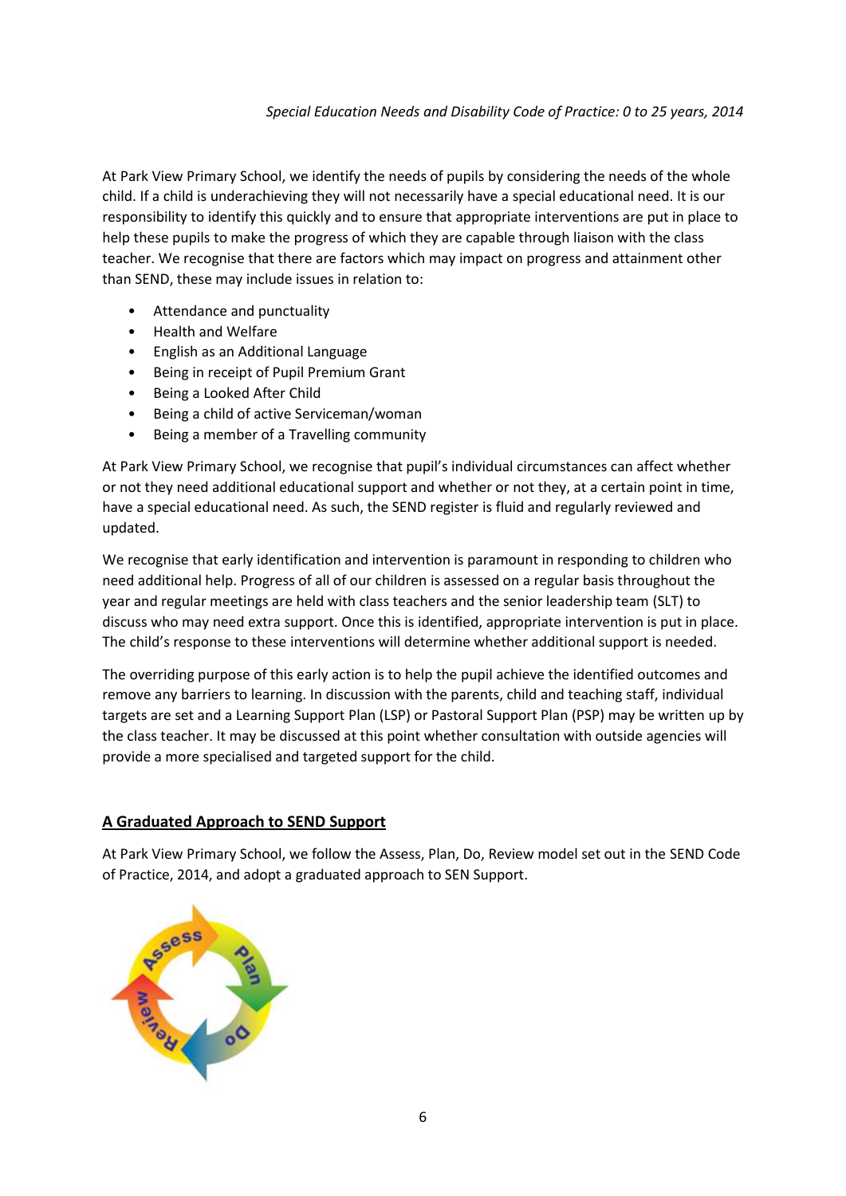*Special Education Needs and Disability Code of Practice: 0 to 25 years, 2014*

At Park View Primary School, we identify the needs of pupils by considering the needs of the whole child. If a child is underachieving they will not necessarily have a special educational need. It is our responsibility to identify this quickly and to ensure that appropriate interventions are put in place to help these pupils to make the progress of which they are capable through liaison with the class teacher. We recognise that there are factors which may impact on progress and attainment other than SEND, these may include issues in relation to:

- Attendance and punctuality
- Health and Welfare
- English as an Additional Language
- Being in receipt of Pupil Premium Grant
- Being a Looked After Child
- Being a child of active Serviceman/woman
- Being a member of a Travelling community

At Park View Primary School, we recognise that pupil's individual circumstances can affect whether or not they need additional educational support and whether or not they, at a certain point in time, have a special educational need. As such, the SEND register is fluid and regularly reviewed and updated.

We recognise that early identification and intervention is paramount in responding to children who need additional help. Progress of all of our children is assessed on a regular basis throughout the year and regular meetings are held with class teachers and the senior leadership team (SLT) to discuss who may need extra support. Once this is identified, appropriate intervention is put in place. The child's response to these interventions will determine whether additional support is needed.

The overriding purpose of this early action is to help the pupil achieve the identified outcomes and remove any barriers to learning. In discussion with the parents, child and teaching staff, individual targets are set and a Learning Support Plan (LSP) or Pastoral Support Plan (PSP) may be written up by the class teacher. It may be discussed at this point whether consultation with outside agencies will provide a more specialised and targeted support for the child.

## A Graduated Approach to SEND Support

At Park View Primary School, we follow the Assess, Plan, Do, Review model set out in the SEND Code of Practice, 2014, and adopt a graduated approach to SEN Support.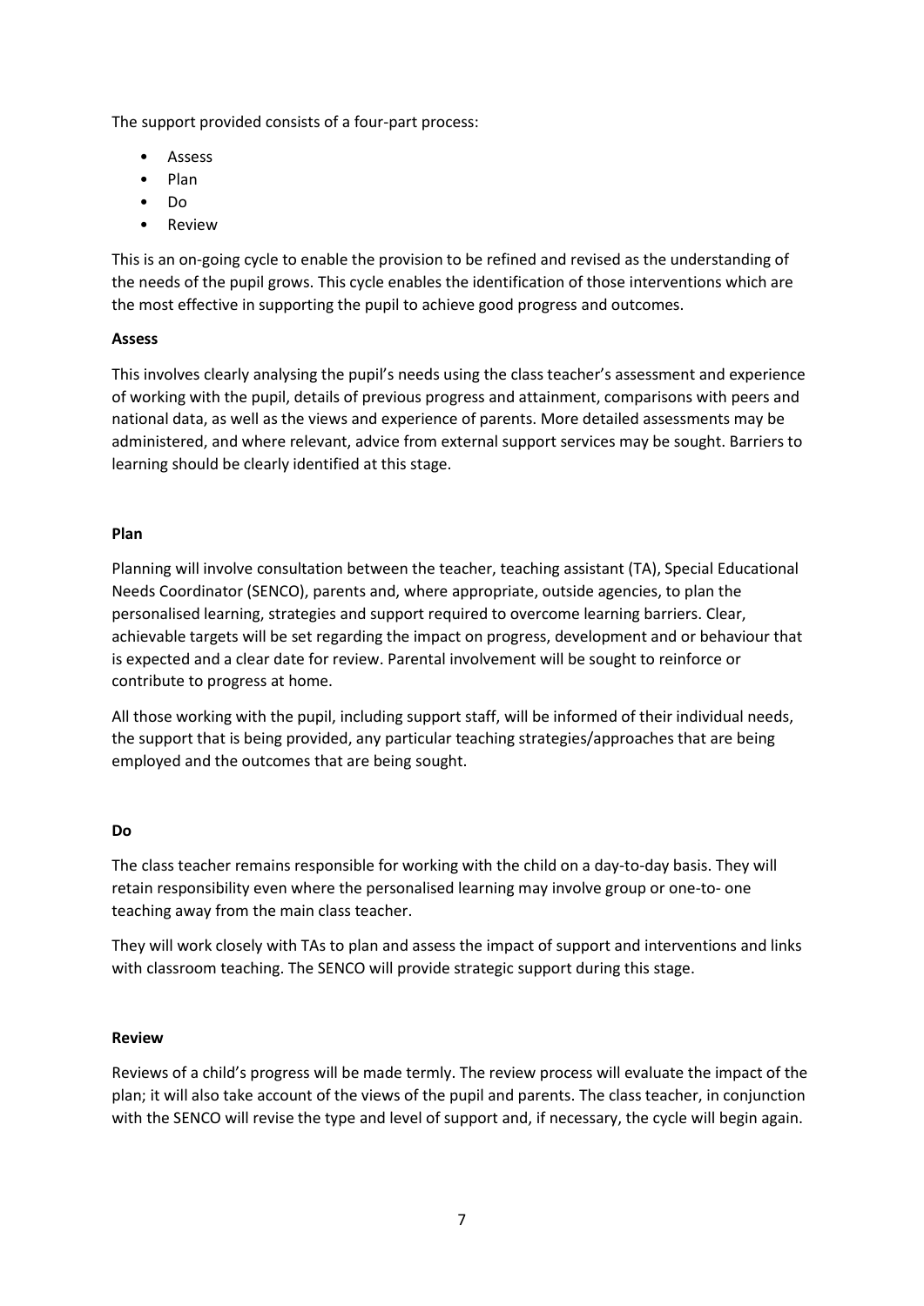The support provided consists of a four-part process:

- Assess
- Plan
- Do
- Review

This is an on-going cycle to enable the provision to be refined and revised as the understanding of the needs of the pupil grows. This cycle enables the identification of those interventions which are the most effective in supporting the pupil to achieve good progress and outcomes.

**Assess**

This involves clearly analysing the pupil's needs using the class teacher's assessment and experience of working with the pupil, details of previous progress and attainment, comparisons with peers and national data, as well as the views and experience of parents. More detailed assessments may be administered, and where relevant, advice from external support services may be sought. Barriers to learning should be clearly identified at this stage.

**Plan**

Planning will involve consultation between the teacher, teaching assistant (TA), Special Educational Needs Coordinator (SENCO), parents and, where appropriate, outside agencies, to plan the personalised learning, strategies and support required to overcome learning barriers. Clear, achievable targets will be set regarding the impact on progress, development and or behaviour that is expected and a clear date for review. Parental involvement will be sought to reinforce or contribute to progress at home.

All those working with the pupil, including support staff, will be informed of their individual needs, the support that is being provided, any particular teaching strategies/approaches that are being employed and the outcomes that are being sought.

**Do**

The class teacher remains responsible for working with the child on a day-to-day basis. They will retain responsibility even where the personalised learning may involve group or one-to- one teaching away from the main class teacher.

They will work closely with TAs to plan and assess the impact of support and interventions and links with classroom teaching. The SENCO will provide strategic support during this stage.

**Review**

Reviews of a child's progress will be made termly. The review process will evaluate the impact of the plan; it will also take account of the views of the pupil and parents. The class teacher, in conjunction with the SENCO will revise the type and level of support and, if necessary, the cycle will begin again.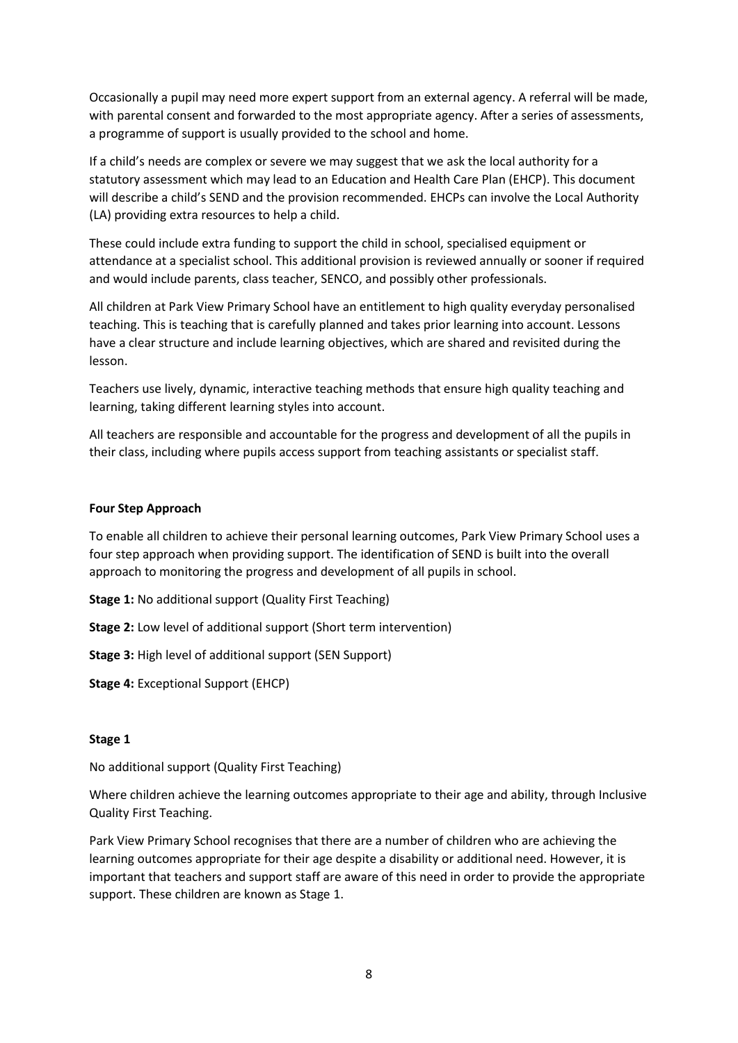Occasionally a pupil may need more expert support from an external agency. A referral will be made, with parental consent and forwarded to the most appropriate agency. After a series of assessments, a programme of support is usually provided to the school and home.

If a child's needs are complex or severe we may suggest that we ask the local authority for a statutory assessment which may lead to an Education and Health Care Plan (EHCP). This document will describe a child's SEND and the provision recommended. EHCPs can involve the Local Authority (LA) providing extra resources to help a child.

These could include extra funding to support the child in school, specialised equipment or attendance at a specialist school. This additional provision is reviewed annually or sooner if required and would include parents, class teacher, SENCO, and possibly other professionals.

All children at Park View Primary School have an entitlement to high quality everyday personalised teaching. This is teaching that is carefully planned and takes prior learning into account. Lessons have a clear structure and include learning objectives, which are shared and revisited during the lesson.

Teachers use lively, dynamic, interactive teaching methods that ensure high quality teaching and learning, taking different learning styles into account.

All teachers are responsible and accountable for the progress and development of all the pupils in their class, including where pupils access support from teaching assistants or specialist staff.

**Four Step Approach**

To enable all children to achieve their personal learning outcomes, Park View Primary School uses a four step approach when providing support. The identification of SEND is built into the overall approach to monitoring the progress and development of all pupils in school.

**Stage 1:** No additional support (Quality First Teaching)

**Stage 2:** Low level of additional support (Short term intervention)

**Stage 3:** High level of additional support (SEN Support)

**Stage 4:** Exceptional Support (EHCP)

**Stage 1**

No additional support (Quality First Teaching)

Where children achieve the learning outcomes appropriate to their age and ability, through Inclusive Quality First Teaching.

Park View Primary School recognises that there are a number of children who are achieving the learning outcomes appropriate for their age despite a disability or additional need. However, it is important that teachers and support staff are aware of this need in order to provide the appropriate support. These children are known as Stage 1.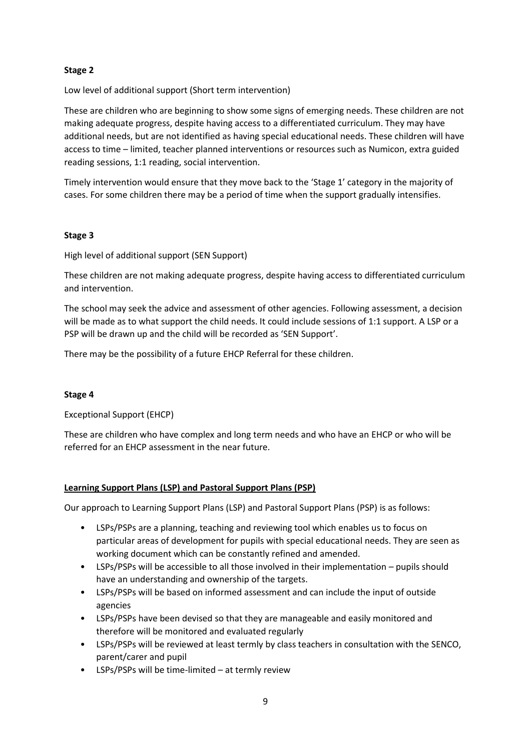**Stage 2**

Low level of additional support (Short term intervention)

These are children who are beginning to show some signs of emerging needs. These children are not making adequate progress, despite having access to a differentiated curriculum. They may have additional needs, but are not identified as having special educational needs. These children will have access to time – limited, teacher planned interventions or resources such as Numicon, extra guided reading sessions, 1:1 reading, social intervention.

Timely intervention would ensure that they move back to the 'Stage 1' category in the majority of cases. For some children there may be a period of time when the support gradually intensifies.

**Stage 3**

High level of additional support (SEN Support)

These children are not making adequate progress, despite having access to differentiated curriculum and intervention.

The school may seek the advice and assessment of other agencies. Following assessment, a decision will be made as to what support the child needs. It could include sessions of 1:1 support. A LSP or a PSP will be drawn up and the child will be recorded as 'SEN Support'.

There may be the possibility of a future EHCP Referral for these children.

**Stage 4**

Exceptional Support (EHCP)

These are children who have complex and long term needs and who have an EHCP or who will be referred for an EHCP assessment in the near future.

**Learning Support Plans (LSP) and Pastoral Support Plans (PSP)**

Our approach to Learning Support Plans (LSP) and Pastoral Support Plans (PSP) is as follows:

- LSPs/PSPs are a planning, teaching and reviewing tool which enables us to focus on particular areas of development for pupils with special educational needs. They are seen as working document which can be constantly refined and amended.
- LSPs/PSPs will be accessible to all those involved in their implementation – pupils should have an understanding and ownership of the targets.
- LSPs/PSPs will be based on informed assessment and can include the input of outside agencies
- LSPs/PSPs have been devised so that they are manageable and easily monitored and therefore will be monitored and evaluated regularly
- LSPs/PSPs will be reviewed at least termly by class teachers in consultation with the SENCO, parent/carer and pupil
- LSPs/PSPs will be time-limited – at termly review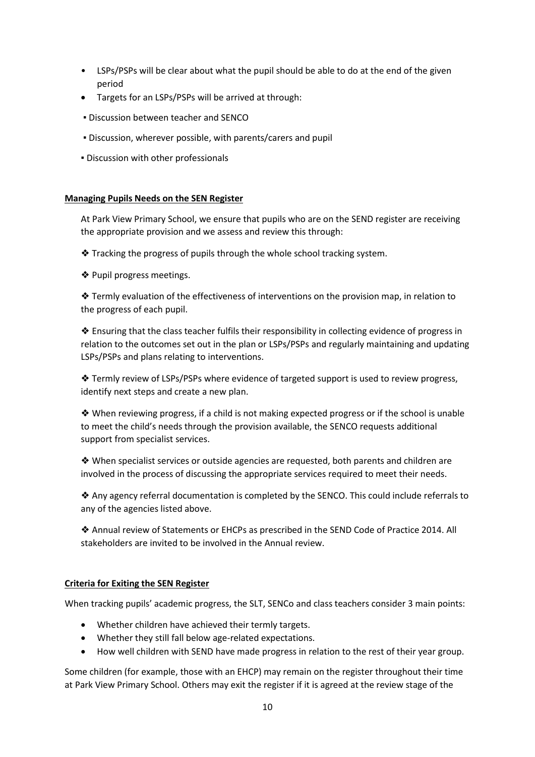- LSPs/PSPs will be clear about what the pupil should be able to do at the end of the given period
- Targets for an LSPs/PSPs will be arrived at through:
  - Discussion between teacher and SENCO
  - Discussion, wherever possible, with parents/carers and pupil
  - Discussion with other professionals

**Managing Pupils Needs on the SEN Register**

At Park View Primary School, we ensure that pupils who are on the SEND register are receiving the appropriate provision and we assess and review this through:

❖ Tracking the progress of pupils through the whole school tracking system.

❖ Pupil progress meetings.

❖ Termly evaluation of the effectiveness of interventions on the provision map, in relation to the progress of each pupil.

❖ Ensuring that the class teacher fulfils their responsibility in collecting evidence of progress in relation to the outcomes set out in the plan or LSPs/PSPs and regularly maintaining and updating LSPs/PSPs and plans relating to interventions.

❖ Termly review of LSPs/PSPs where evidence of targeted support is used to review progress, identify next steps and create a new plan.

❖ When reviewing progress, if a child is not making expected progress or if the school is unable to meet the child's needs through the provision available, the SENCO requests additional support from specialist services.

❖ When specialist services or outside agencies are requested, both parents and children are involved in the process of discussing the appropriate services required to meet their needs.

❖ Any agency referral documentation is completed by the SENCO. This could include referrals to any of the agencies listed above.

❖ Annual review of Statements or EHCPs as prescribed in the SEND Code of Practice 2014. All stakeholders are invited to be involved in the Annual review.

**Criteria for Exiting the SEN Register**

When tracking pupils' academic progress, the SLT, SENCo and class teachers consider 3 main points:

- Whether children have achieved their termly targets.
- Whether they still fall below age-related expectations.
- How well children with SEND have made progress in relation to the rest of their year group.

Some children (for example, those with an EHCP) may remain on the register throughout their time at Park View Primary School. Others may exit the register if it is agreed at the review stage of the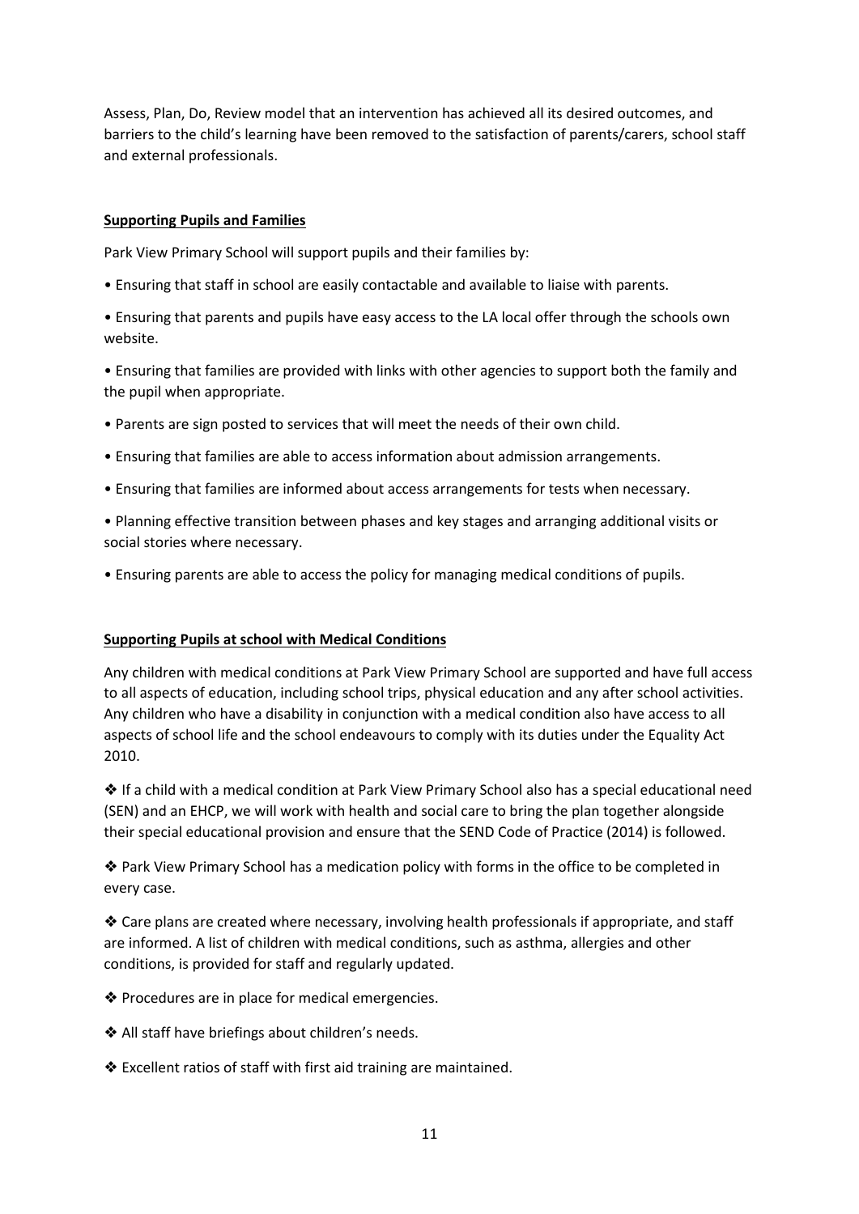Assess, Plan, Do, Review model that an intervention has achieved all its desired outcomes, and barriers to the child's learning have been removed to the satisfaction of parents/carers, school staff and external professionals.

**Supporting Pupils and Families**

Park View Primary School will support pupils and their families by:

- Ensuring that staff in school are easily contactable and available to liaise with parents.
- Ensuring that parents and pupils have easy access to the LA local offer through the schools own website.
- Ensuring that families are provided with links with other agencies to support both the family and the pupil when appropriate.
- Parents are sign posted to services that will meet the needs of their own child.
- Ensuring that families are able to access information about admission arrangements.
- Ensuring that families are informed about access arrangements for tests when necessary.
- Planning effective transition between phases and key stages and arranging additional visits or social stories where necessary.
- Ensuring parents are able to access the policy for managing medical conditions of pupils.

**Supporting Pupils at school with Medical Conditions**

Any children with medical conditions at Park View Primary School are supported and have full access to all aspects of education, including school trips, physical education and any after school activities. Any children who have a disability in conjunction with a medical condition also have access to all aspects of school life and the school endeavours to comply with its duties under the Equality Act 2010.

❖ If a child with a medical condition at Park View Primary School also has a special educational need (SEN) and an EHCP, we will work with health and social care to bring the plan together alongside their special educational provision and ensure that the SEND Code of Practice (2014) is followed.

❖ Park View Primary School has a medication policy with forms in the office to be completed in every case.

❖ Care plans are created where necessary, involving health professionals if appropriate, and staff are informed. A list of children with medical conditions, such as asthma, allergies and other conditions, is provided for staff and regularly updated.

❖ Procedures are in place for medical emergencies.

❖ All staff have briefings about children's needs.

❖ Excellent ratios of staff with first aid training are maintained.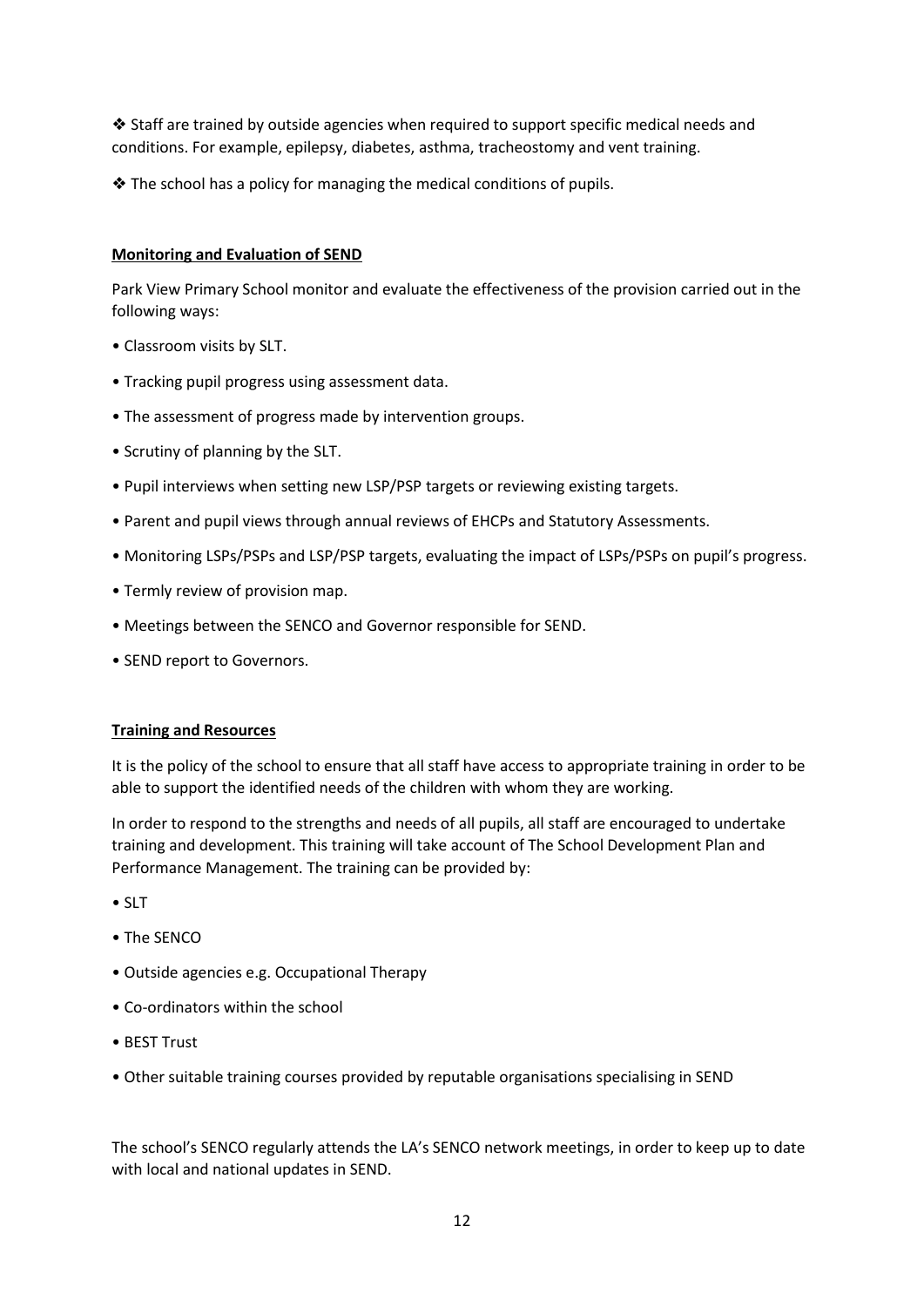❖ Staff are trained by outside agencies when required to support specific medical needs and conditions. For example, epilepsy, diabetes, asthma, tracheostomy and vent training.

❖ The school has a policy for managing the medical conditions of pupils.

**Monitoring and Evaluation of SEND**

Park View Primary School monitor and evaluate the effectiveness of the provision carried out in the following ways:

- Classroom visits by SLT.
- Tracking pupil progress using assessment data.
- The assessment of progress made by intervention groups.
- Scrutiny of planning by the SLT.
- Pupil interviews when setting new LSP/PSP targets or reviewing existing targets.
- Parent and pupil views through annual reviews of EHCPs and Statutory Assessments.
- Monitoring LSPs/PSPs and LSP/PSP targets, evaluating the impact of LSPs/PSPs on pupil's progress.
- Termly review of provision map.
- Meetings between the SENCO and Governor responsible for SEND.
- SEND report to Governors.

**Training and Resources**

It is the policy of the school to ensure that all staff have access to appropriate training in order to be able to support the identified needs of the children with whom they are working.

In order to respond to the strengths and needs of all pupils, all staff are encouraged to undertake training and development. This training will take account of The School Development Plan and Performance Management. The training can be provided by:

- SLT
- The SENCO
- Outside agencies e.g. Occupational Therapy
- Co-ordinators within the school
- BEST Trust
- Other suitable training courses provided by reputable organisations specialising in SEND

The school's SENCO regularly attends the LA's SENCO network meetings, in order to keep up to date with local and national updates in SEND.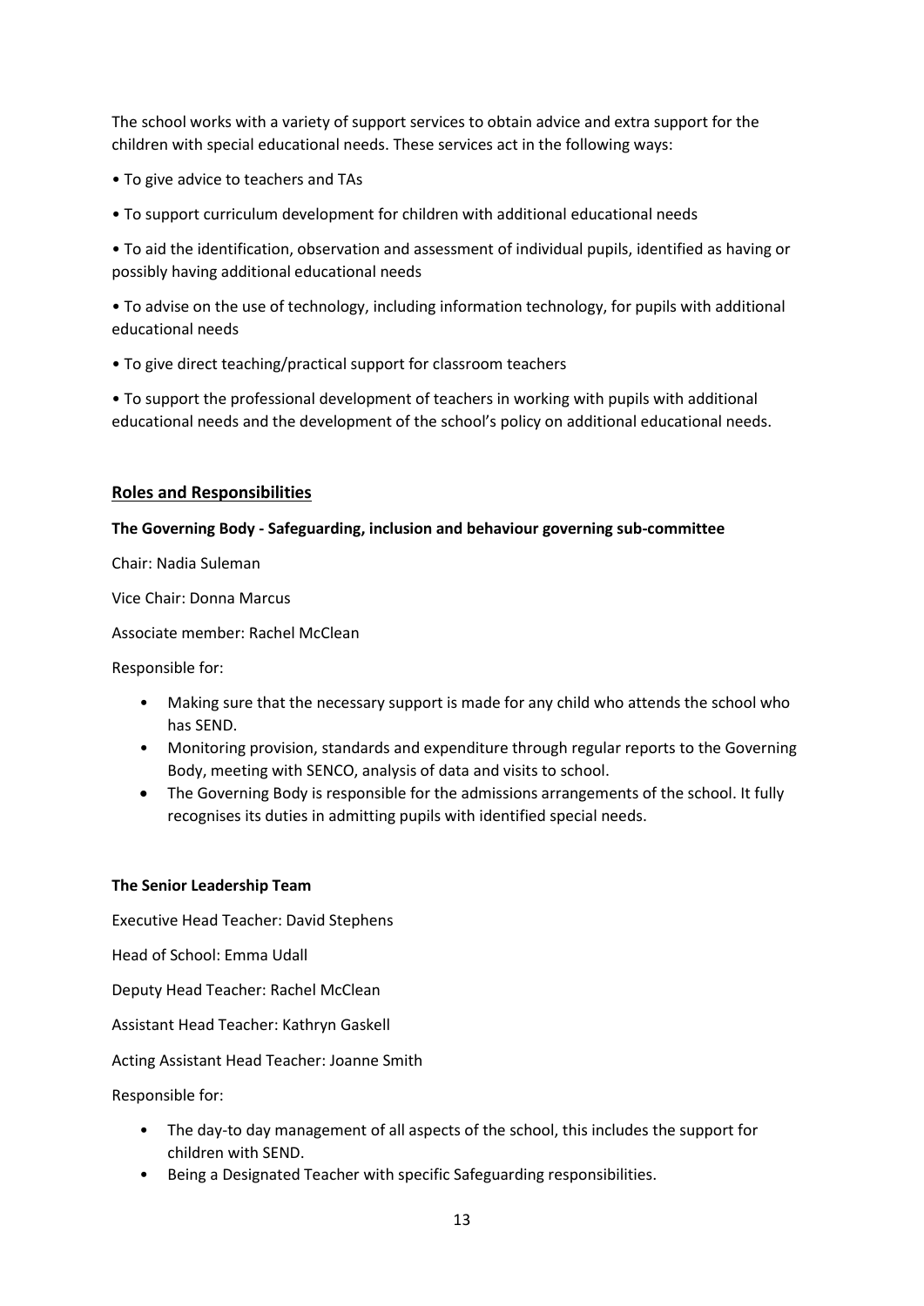The school works with a variety of support services to obtain advice and extra support for the children with special educational needs. These services act in the following ways:

- To give advice to teachers and TAs
- To support curriculum development for children with additional educational needs
- To aid the identification, observation and assessment of individual pupils, identified as having or possibly having additional educational needs
- To advise on the use of technology, including information technology, for pupils with additional educational needs
- To give direct teaching/practical support for classroom teachers
- To support the professional development of teachers in working with pupils with additional educational needs and the development of the school's policy on additional educational needs.

## Roles and Responsibilities

**The Governing Body - Safeguarding, inclusion and behaviour governing sub-committee**

Chair: Nadia Suleman

Vice Chair: Donna Marcus

Associate member: Rachel McClean

Responsible for:

- Making sure that the necessary support is made for any child who attends the school who has SEND.
- Monitoring provision, standards and expenditure through regular reports to the Governing Body, meeting with SENCO, analysis of data and visits to school.
- The Governing Body is responsible for the admissions arrangements of the school. It fully recognises its duties in admitting pupils with identified special needs.

**The Senior Leadership Team**

Executive Head Teacher: David Stephens

Head of School: Emma Udall

Deputy Head Teacher: Rachel McClean

Assistant Head Teacher: Kathryn Gaskell

Acting Assistant Head Teacher: Joanne Smith

Responsible for:

- The day-to day management of all aspects of the school, this includes the support for children with SEND.
- Being a Designated Teacher with specific Safeguarding responsibilities.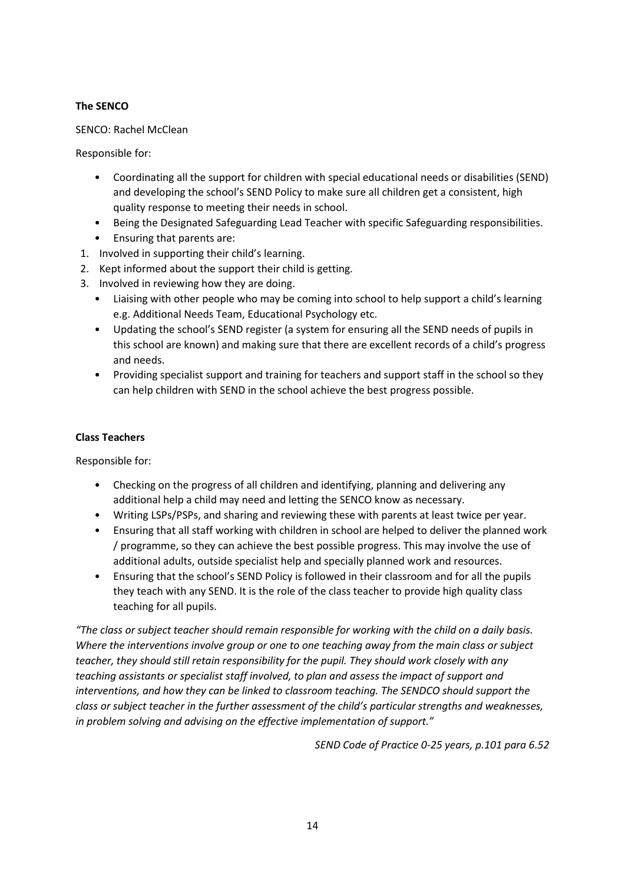**The SENCO**

SENCO: Rachel McClean

Responsible for:

- Coordinating all the support for children with special educational needs or disabilities (SEND) and developing the school's SEND Policy to make sure all children get a consistent, high quality response to meeting their needs in school.
- Being the Designated Safeguarding Lead Teacher with specific Safeguarding responsibilities.
- Ensuring that parents are:

1. Involved in supporting their child's learning.
2. Kept informed about the support their child is getting.
3. Involved in reviewing how they are doing.

- Liaising with other people who may be coming into school to help support a child's learning e.g. Additional Needs Team, Educational Psychology etc.
- Updating the school's SEND register (a system for ensuring all the SEND needs of pupils in this school are known) and making sure that there are excellent records of a child's progress and needs.
- Providing specialist support and training for teachers and support staff in the school so they can help children with SEND in the school achieve the best progress possible.

**Class Teachers**

Responsible for:

- Checking on the progress of all children and identifying, planning and delivering any additional help a child may need and letting the SENCO know as necessary.
- Writing LSPs/PSPs, and sharing and reviewing these with parents at least twice per year.
- Ensuring that all staff working with children in school are helped to deliver the planned work / programme, so they can achieve the best possible progress. This may involve the use of additional adults, outside specialist help and specially planned work and resources.
- Ensuring that the school's SEND Policy is followed in their classroom and for all the pupils they teach with any SEND. It is the role of the class teacher to provide high quality class teaching for all pupils.

*"The class or subject teacher should remain responsible for working with the child on a daily basis. Where the interventions involve group or one to one teaching away from the main class or subject teacher, they should still retain responsibility for the pupil. They should work closely with any teaching assistants or specialist staff involved, to plan and assess the impact of support and interventions, and how they can be linked to classroom teaching. The SENDCO should support the class or subject teacher in the further assessment of the child's particular strengths and weaknesses, in problem solving and advising on the effective implementation of support."*

*SEND Code of Practice 0-25 years, p.101 para 6.52*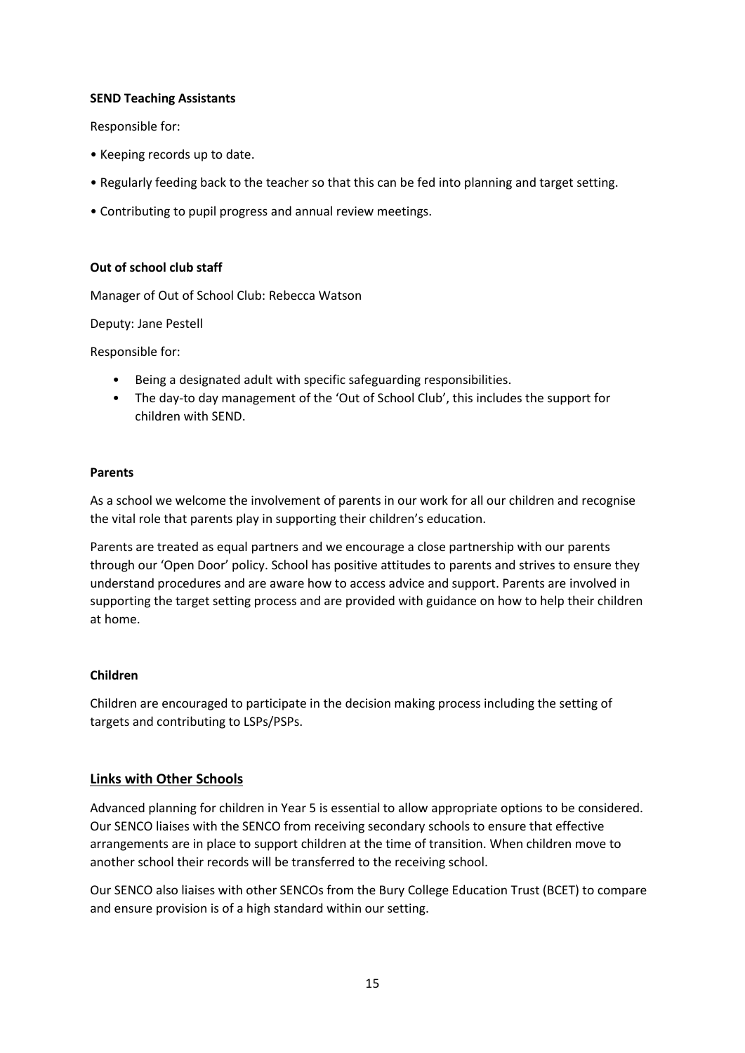**SEND Teaching Assistants**

Responsible for:

- Keeping records up to date.
- Regularly feeding back to the teacher so that this can be fed into planning and target setting.
- Contributing to pupil progress and annual review meetings.

**Out of school club staff**

Manager of Out of School Club: Rebecca Watson

Deputy: Jane Pestell

Responsible for:

- Being a designated adult with specific safeguarding responsibilities.
- The day-to day management of the 'Out of School Club', this includes the support for children with SEND.

**Parents**

As a school we welcome the involvement of parents in our work for all our children and recognise the vital role that parents play in supporting their children's education.

Parents are treated as equal partners and we encourage a close partnership with our parents through our 'Open Door' policy. School has positive attitudes to parents and strives to ensure they understand procedures and are aware how to access advice and support. Parents are involved in supporting the target setting process and are provided with guidance on how to help their children at home.

**Children**

Children are encouraged to participate in the decision making process including the setting of targets and contributing to LSPs/PSPs.

## Links with Other Schools

Advanced planning for children in Year 5 is essential to allow appropriate options to be considered. Our SENCO liaises with the SENCO from receiving secondary schools to ensure that effective arrangements are in place to support children at the time of transition. When children move to another school their records will be transferred to the receiving school.

Our SENCO also liaises with other SENCOs from the Bury College Education Trust (BCET) to compare and ensure provision is of a high standard within our setting.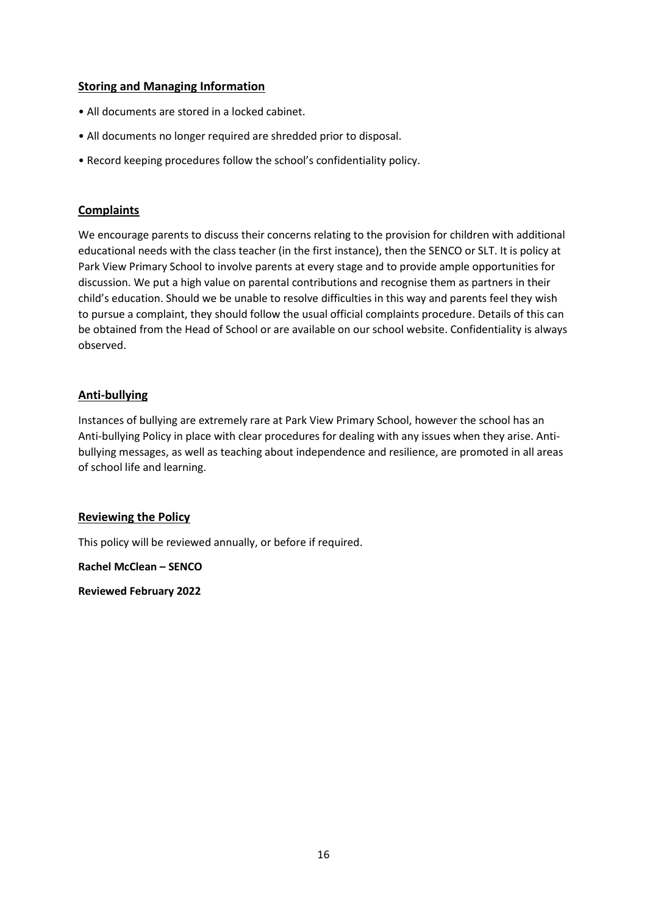## Storing and Managing Information

- All documents are stored in a locked cabinet.
- All documents no longer required are shredded prior to disposal.
- Record keeping procedures follow the school's confidentiality policy.

## Complaints

We encourage parents to discuss their concerns relating to the provision for children with additional educational needs with the class teacher (in the first instance), then the SENCO or SLT. It is policy at Park View Primary School to involve parents at every stage and to provide ample opportunities for discussion. We put a high value on parental contributions and recognise them as partners in their child's education. Should we be unable to resolve difficulties in this way and parents feel they wish to pursue a complaint, they should follow the usual official complaints procedure. Details of this can be obtained from the Head of School or are available on our school website. Confidentiality is always observed.

## Anti-bullying

Instances of bullying are extremely rare at Park View Primary School, however the school has an Anti-bullying Policy in place with clear procedures for dealing with any issues when they arise. Anti-bullying messages, as well as teaching about independence and resilience, are promoted in all areas of school life and learning.

## Reviewing the Policy

This policy will be reviewed annually, or before if required.

**Rachel McClean – SENCO**

**Reviewed February 2022**